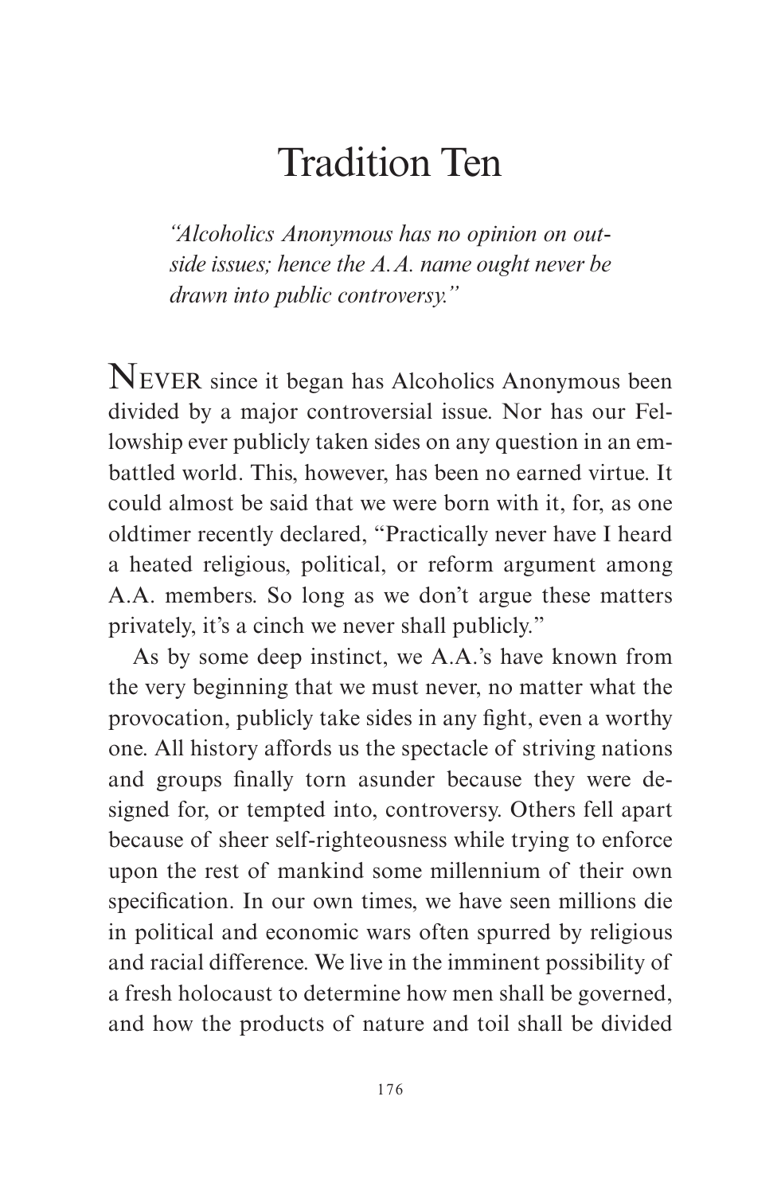# Tradition Ten

*"Alcoholics Anonymous has no opinion on outside issues; hence the A.A. name ought never be drawn into public controversy."*

NEVER since it began has Alcoholics Anonymous been divided by a major controversial issue. Nor has our Fellowship ever publicly taken sides on any question in an embattled world. This, however, has been no earned virtue. It could almost be said that we were born with it, for, as one oldtimer recently declared, "Practically never have I heard a heated religious, political, or reform argument among A.A. members. So long as we don't argue these matters privately, it's a cinch we never shall publicly."

As by some deep instinct, we A.A.'s have known from the very beginning that we must never, no matter what the provocation, publicly take sides in any fight, even a worthy one. All history affords us the spectacle of striving nations and groups finally torn asunder because they were designed for, or tempted into, controversy. Others fell apart because of sheer self-righteousness while trying to enforce upon the rest of mankind some millennium of their own specification. In our own times, we have seen millions die in political and economic wars often spurred by religious and racial difference. We live in the imminent possibility of a fresh holocaust to determine how men shall be governed, and how the products of nature and toil shall be divided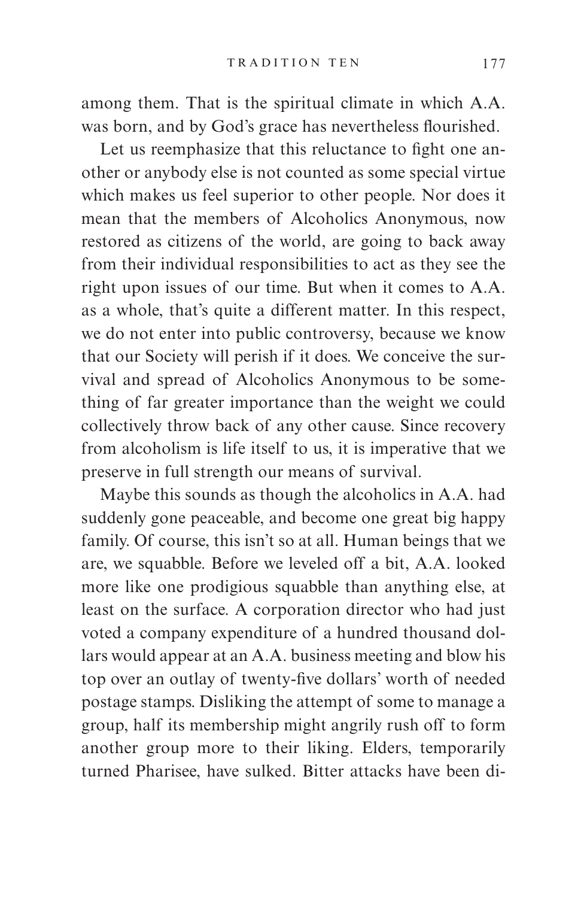among them. That is the spiritual climate in which A.A. was born, and by God's grace has nevertheless flourished.

Let us reemphasize that this reluctance to fight one another or anybody else is not counted as some special virtue which makes us feel superior to other people. Nor does it mean that the members of Alcoholics Anonymous, now restored as citizens of the world, are going to back away from their individual responsibilities to act as they see the right upon issues of our time. But when it comes to A.A. as a whole, that's quite a different matter. In this respect, we do not enter into public controversy, because we know that our Society will perish if it does. We conceive the survival and spread of Alcoholics Anonymous to be something of far greater importance than the weight we could collectively throw back of any other cause. Since recovery from alcoholism is life itself to us, it is imperative that we preserve in full strength our means of survival.

Maybe this sounds as though the alcoholics in A.A. had suddenly gone peaceable, and become one great big happy family. Of course, this isn't so at all. Human beings that we are, we squabble. Before we leveled off a bit, A.A. looked more like one prodigious squabble than anything else, at least on the surface. A corporation director who had just voted a company expenditure of a hundred thousand dollars would appear at an A.A. business meeting and blow his top over an outlay of twenty-five dollars' worth of needed postage stamps. Disliking the attempt of some to manage a group, half its membership might angrily rush off to form another group more to their liking. Elders, temporarily turned Pharisee, have sulked. Bitter attacks have been di-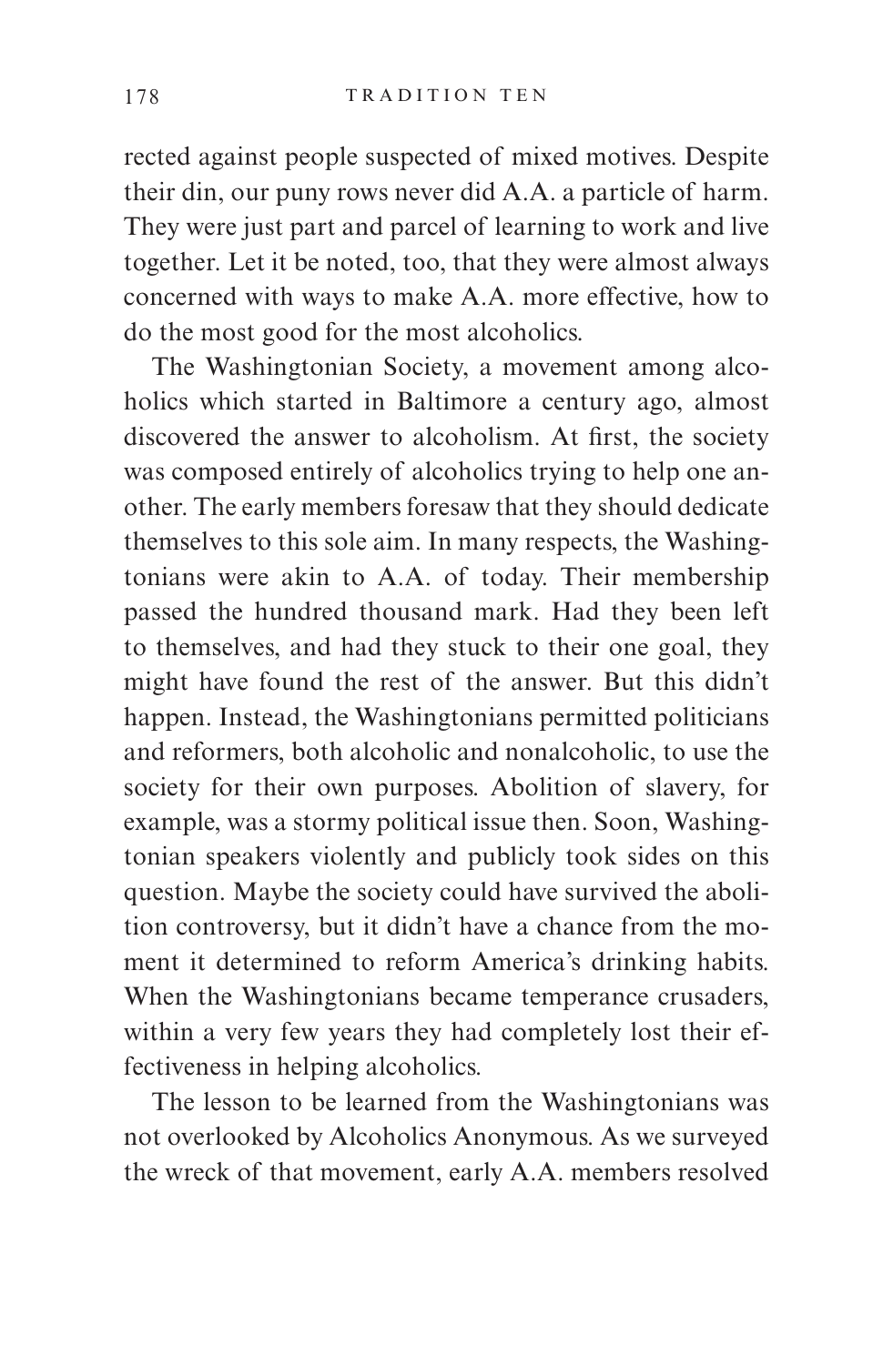rected against people suspected of mixed motives. Despite their din, our puny rows never did A.A. a particle of harm. They were just part and parcel of learning to work and live together. Let it be noted, too, that they were almost always concerned with ways to make A.A. more effective, how to do the most good for the most alcoholics.

The Washingtonian Society, a movement among alcoholics which started in Baltimore a century ago, almost discovered the answer to alcoholism. At first, the society was composed entirely of alcoholics trying to help one another. The early members foresaw that they should dedicate themselves to this sole aim. In many respects, the Washingtonians were akin to A.A. of today. Their membership passed the hundred thousand mark. Had they been left to themselves, and had they stuck to their one goal, they might have found the rest of the answer. But this didn't happen. Instead, the Washingtonians permitted politicians and reformers, both alcoholic and nonalcoholic, to use the society for their own purposes. Abolition of slavery, for example, was a stormy political issue then. Soon, Washingtonian speakers violently and publicly took sides on this question. Maybe the society could have survived the abolition controversy, but it didn't have a chance from the moment it determined to reform America's drinking habits. When the Washingtonians became temperance crusaders, within a very few years they had completely lost their effectiveness in helping alcoholics.

The lesson to be learned from the Washingtonians was not overlooked by Alcoholics Anonymous. As we surveyed the wreck of that movement, early A.A. members resolved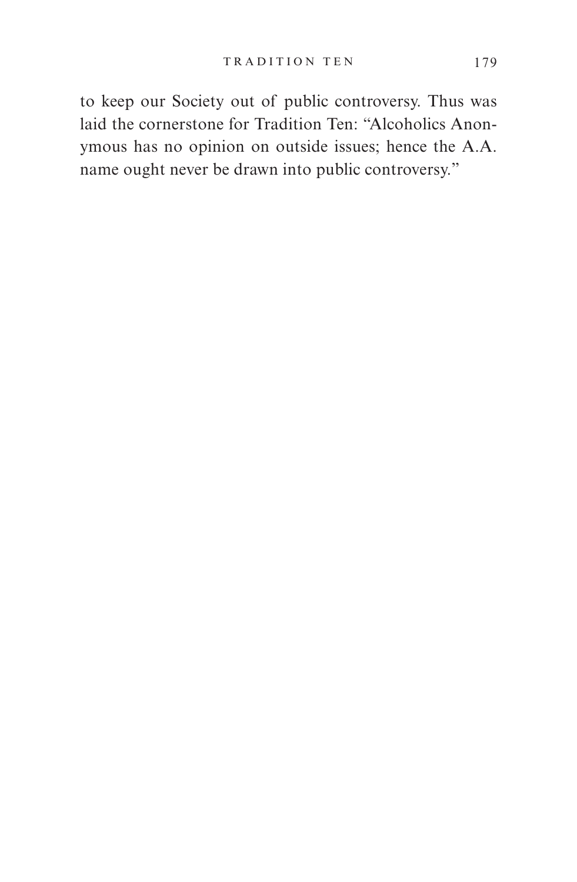to keep our Society out of public controversy. Thus was laid the cornerstone for Tradition Ten: "Alcoholics Anonymous has no opinion on outside issues; hence the A.A. name ought never be drawn into public controversy."